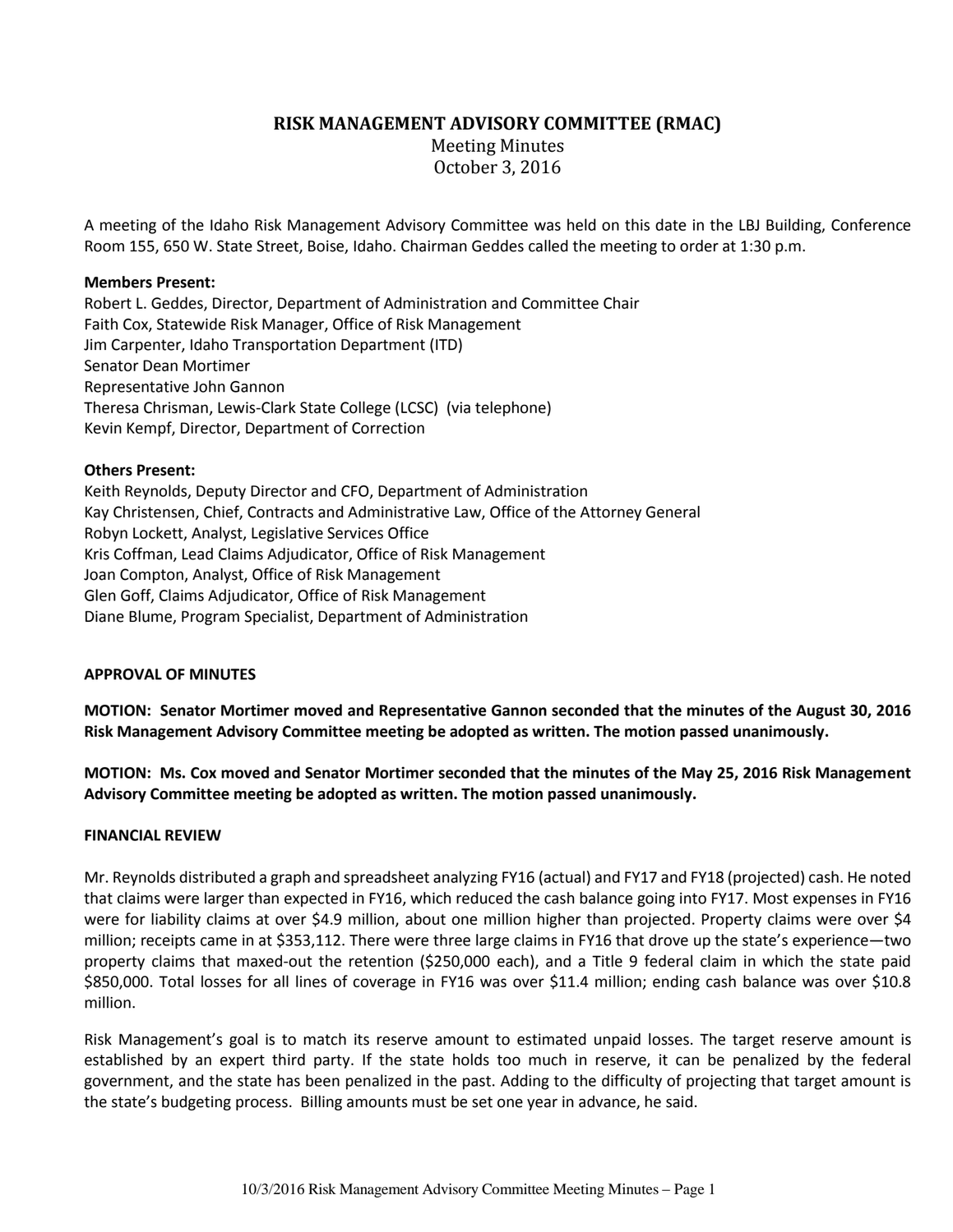# RISK MANAGEMENT ADVISORY COMMITTEE (RMAC)

Meeting Minutes
October 3, 2016

A meeting of the Idaho Risk Management Advisory Committee was held on this date in the LBJ Building, Conference Room 155, 650 W. State Street, Boise, Idaho. Chairman Geddes called the meeting to order at 1:30 p.m.

**Members Present:**
Robert L. Geddes, Director, Department of Administration and Committee Chair
Faith Cox, Statewide Risk Manager, Office of Risk Management
Jim Carpenter, Idaho Transportation Department (ITD)
Senator Dean Mortimer
Representative John Gannon
Theresa Chrisman, Lewis-Clark State College (LCSC) (via telephone)
Kevin Kempf, Director, Department of Correction

**Others Present:**
Keith Reynolds, Deputy Director and CFO, Department of Administration
Kay Christensen, Chief, Contracts and Administrative Law, Office of the Attorney General
Robyn Lockett, Analyst, Legislative Services Office
Kris Coffman, Lead Claims Adjudicator, Office of Risk Management
Joan Compton, Analyst, Office of Risk Management
Glen Goff, Claims Adjudicator, Office of Risk Management
Diane Blume, Program Specialist, Department of Administration

**APPROVAL OF MINUTES**

**MOTION: Senator Mortimer moved and Representative Gannon seconded that the minutes of the August 30, 2016 Risk Management Advisory Committee meeting be adopted as written. The motion passed unanimously.**

**MOTION: Ms. Cox moved and Senator Mortimer seconded that the minutes of the May 25, 2016 Risk Management Advisory Committee meeting be adopted as written. The motion passed unanimously.**

**FINANCIAL REVIEW**

Mr. Reynolds distributed a graph and spreadsheet analyzing FY16 (actual) and FY17 and FY18 (projected) cash. He noted that claims were larger than expected in FY16, which reduced the cash balance going into FY17. Most expenses in FY16 were for liability claims at over $4.9 million, about one million higher than projected. Property claims were over $4 million; receipts came in at $353,112. There were three large claims in FY16 that drove up the state's experience—two property claims that maxed-out the retention ($250,000 each), and a Title 9 federal claim in which the state paid $850,000. Total losses for all lines of coverage in FY16 was over $11.4 million; ending cash balance was over $10.8 million.

Risk Management's goal is to match its reserve amount to estimated unpaid losses. The target reserve amount is established by an expert third party. If the state holds too much in reserve, it can be penalized by the federal government, and the state has been penalized in the past. Adding to the difficulty of projecting that target amount is the state's budgeting process. Billing amounts must be set one year in advance, he said.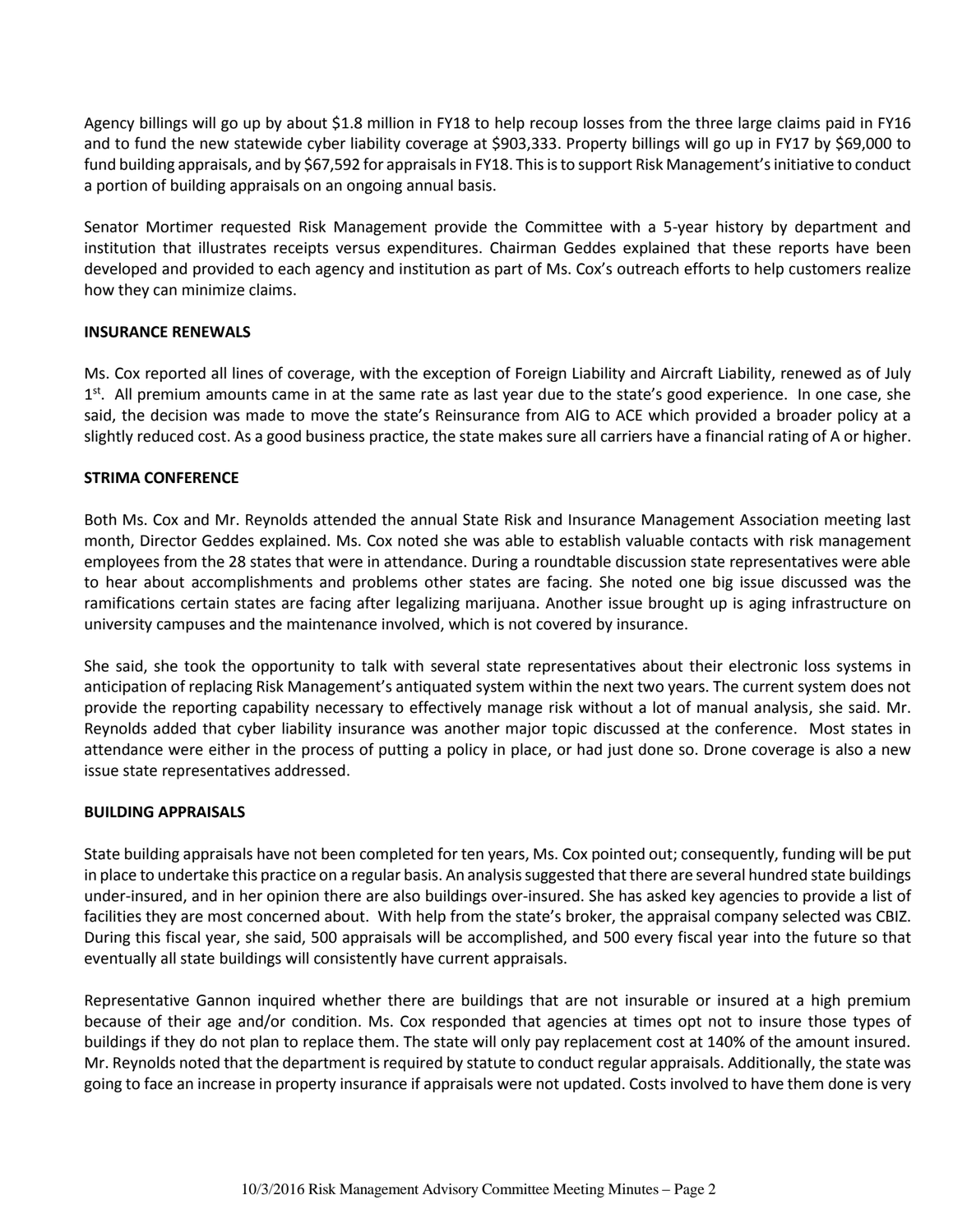Agency billings will go up by about $1.8 million in FY18 to help recoup losses from the three large claims paid in FY16 and to fund the new statewide cyber liability coverage at $903,333. Property billings will go up in FY17 by $69,000 to fund building appraisals, and by $67,592 for appraisals in FY18. This is to support Risk Management's initiative to conduct a portion of building appraisals on an ongoing annual basis.

Senator Mortimer requested Risk Management provide the Committee with a 5-year history by department and institution that illustrates receipts versus expenditures. Chairman Geddes explained that these reports have been developed and provided to each agency and institution as part of Ms. Cox's outreach efforts to help customers realize how they can minimize claims.

**INSURANCE RENEWALS**

Ms. Cox reported all lines of coverage, with the exception of Foreign Liability and Aircraft Liability, renewed as of July 1st. All premium amounts came in at the same rate as last year due to the state's good experience. In one case, she said, the decision was made to move the state's Reinsurance from AIG to ACE which provided a broader policy at a slightly reduced cost. As a good business practice, the state makes sure all carriers have a financial rating of A or higher.

**STRIMA CONFERENCE**

Both Ms. Cox and Mr. Reynolds attended the annual State Risk and Insurance Management Association meeting last month, Director Geddes explained. Ms. Cox noted she was able to establish valuable contacts with risk management employees from the 28 states that were in attendance. During a roundtable discussion state representatives were able to hear about accomplishments and problems other states are facing. She noted one big issue discussed was the ramifications certain states are facing after legalizing marijuana. Another issue brought up is aging infrastructure on university campuses and the maintenance involved, which is not covered by insurance.

She said, she took the opportunity to talk with several state representatives about their electronic loss systems in anticipation of replacing Risk Management's antiquated system within the next two years. The current system does not provide the reporting capability necessary to effectively manage risk without a lot of manual analysis, she said. Mr. Reynolds added that cyber liability insurance was another major topic discussed at the conference. Most states in attendance were either in the process of putting a policy in place, or had just done so. Drone coverage is also a new issue state representatives addressed.

**BUILDING APPRAISALS**

State building appraisals have not been completed for ten years, Ms. Cox pointed out; consequently, funding will be put in place to undertake this practice on a regular basis. An analysis suggested that there are several hundred state buildings under-insured, and in her opinion there are also buildings over-insured. She has asked key agencies to provide a list of facilities they are most concerned about. With help from the state's broker, the appraisal company selected was CBIZ. During this fiscal year, she said, 500 appraisals will be accomplished, and 500 every fiscal year into the future so that eventually all state buildings will consistently have current appraisals.

Representative Gannon inquired whether there are buildings that are not insurable or insured at a high premium because of their age and/or condition. Ms. Cox responded that agencies at times opt not to insure those types of buildings if they do not plan to replace them. The state will only pay replacement cost at 140% of the amount insured. Mr. Reynolds noted that the department is required by statute to conduct regular appraisals. Additionally, the state was going to face an increase in property insurance if appraisals were not updated. Costs involved to have them done is very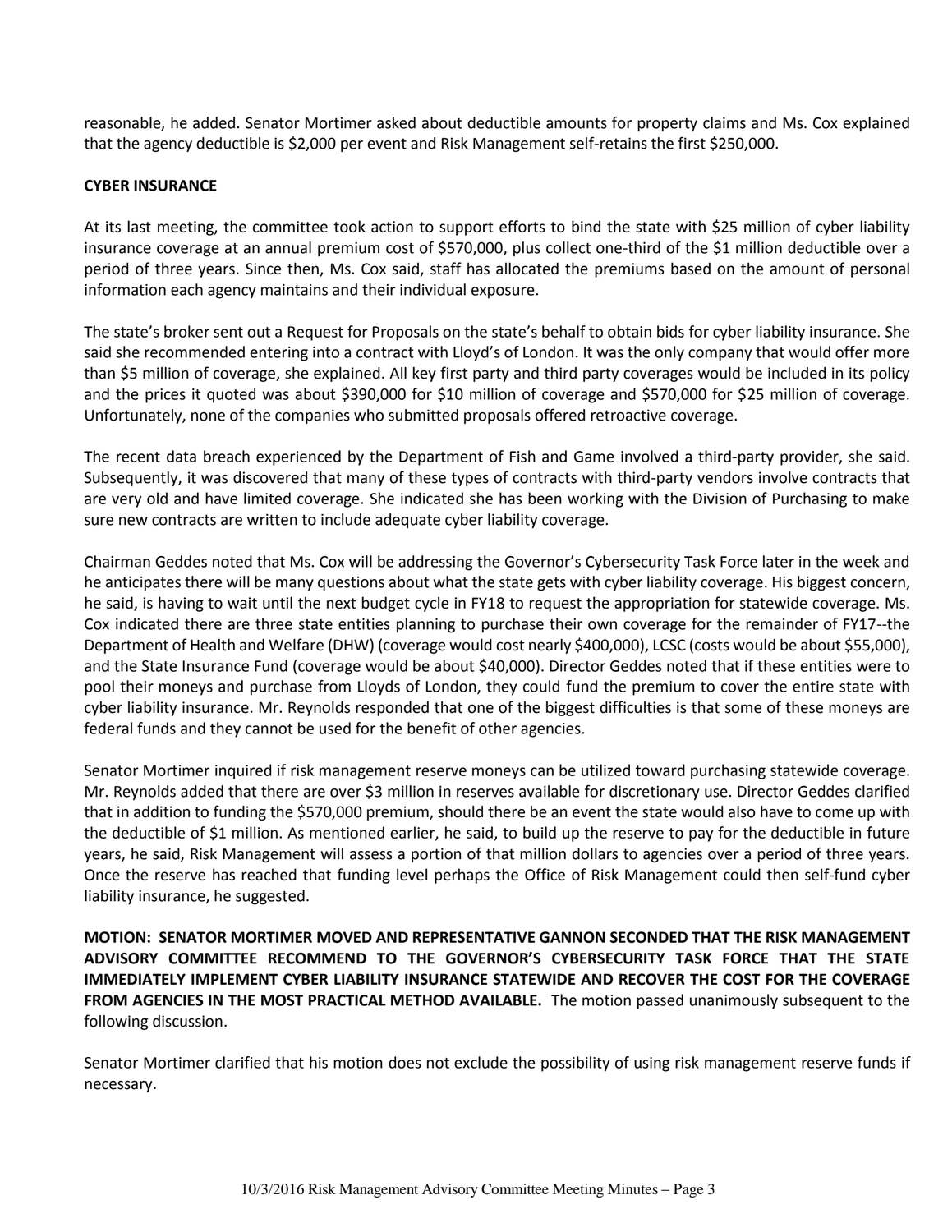reasonable, he added. Senator Mortimer asked about deductible amounts for property claims and Ms. Cox explained that the agency deductible is $2,000 per event and Risk Management self-retains the first $250,000.

**CYBER INSURANCE**

At its last meeting, the committee took action to support efforts to bind the state with $25 million of cyber liability insurance coverage at an annual premium cost of $570,000, plus collect one-third of the $1 million deductible over a period of three years. Since then, Ms. Cox said, staff has allocated the premiums based on the amount of personal information each agency maintains and their individual exposure.

The state's broker sent out a Request for Proposals on the state's behalf to obtain bids for cyber liability insurance. She said she recommended entering into a contract with Lloyd's of London. It was the only company that would offer more than $5 million of coverage, she explained. All key first party and third party coverages would be included in its policy and the prices it quoted was about $390,000 for $10 million of coverage and $570,000 for $25 million of coverage. Unfortunately, none of the companies who submitted proposals offered retroactive coverage.

The recent data breach experienced by the Department of Fish and Game involved a third-party provider, she said. Subsequently, it was discovered that many of these types of contracts with third-party vendors involve contracts that are very old and have limited coverage. She indicated she has been working with the Division of Purchasing to make sure new contracts are written to include adequate cyber liability coverage.

Chairman Geddes noted that Ms. Cox will be addressing the Governor's Cybersecurity Task Force later in the week and he anticipates there will be many questions about what the state gets with cyber liability coverage. His biggest concern, he said, is having to wait until the next budget cycle in FY18 to request the appropriation for statewide coverage. Ms. Cox indicated there are three state entities planning to purchase their own coverage for the remainder of FY17--the Department of Health and Welfare (DHW) (coverage would cost nearly $400,000), LCSC (costs would be about $55,000), and the State Insurance Fund (coverage would be about $40,000). Director Geddes noted that if these entities were to pool their moneys and purchase from Lloyds of London, they could fund the premium to cover the entire state with cyber liability insurance. Mr. Reynolds responded that one of the biggest difficulties is that some of these moneys are federal funds and they cannot be used for the benefit of other agencies.

Senator Mortimer inquired if risk management reserve moneys can be utilized toward purchasing statewide coverage. Mr. Reynolds added that there are over $3 million in reserves available for discretionary use. Director Geddes clarified that in addition to funding the $570,000 premium, should there be an event the state would also have to come up with the deductible of $1 million. As mentioned earlier, he said, to build up the reserve to pay for the deductible in future years, he said, Risk Management will assess a portion of that million dollars to agencies over a period of three years. Once the reserve has reached that funding level perhaps the Office of Risk Management could then self-fund cyber liability insurance, he suggested.

**MOTION: SENATOR MORTIMER MOVED AND REPRESENTATIVE GANNON SECONDED THAT THE RISK MANAGEMENT ADVISORY COMMITTEE RECOMMEND TO THE GOVERNOR'S CYBERSECURITY TASK FORCE THAT THE STATE IMMEDIATELY IMPLEMENT CYBER LIABILITY INSURANCE STATEWIDE AND RECOVER THE COST FOR THE COVERAGE FROM AGENCIES IN THE MOST PRACTICAL METHOD AVAILABLE.** The motion passed unanimously subsequent to the following discussion.

Senator Mortimer clarified that his motion does not exclude the possibility of using risk management reserve funds if necessary.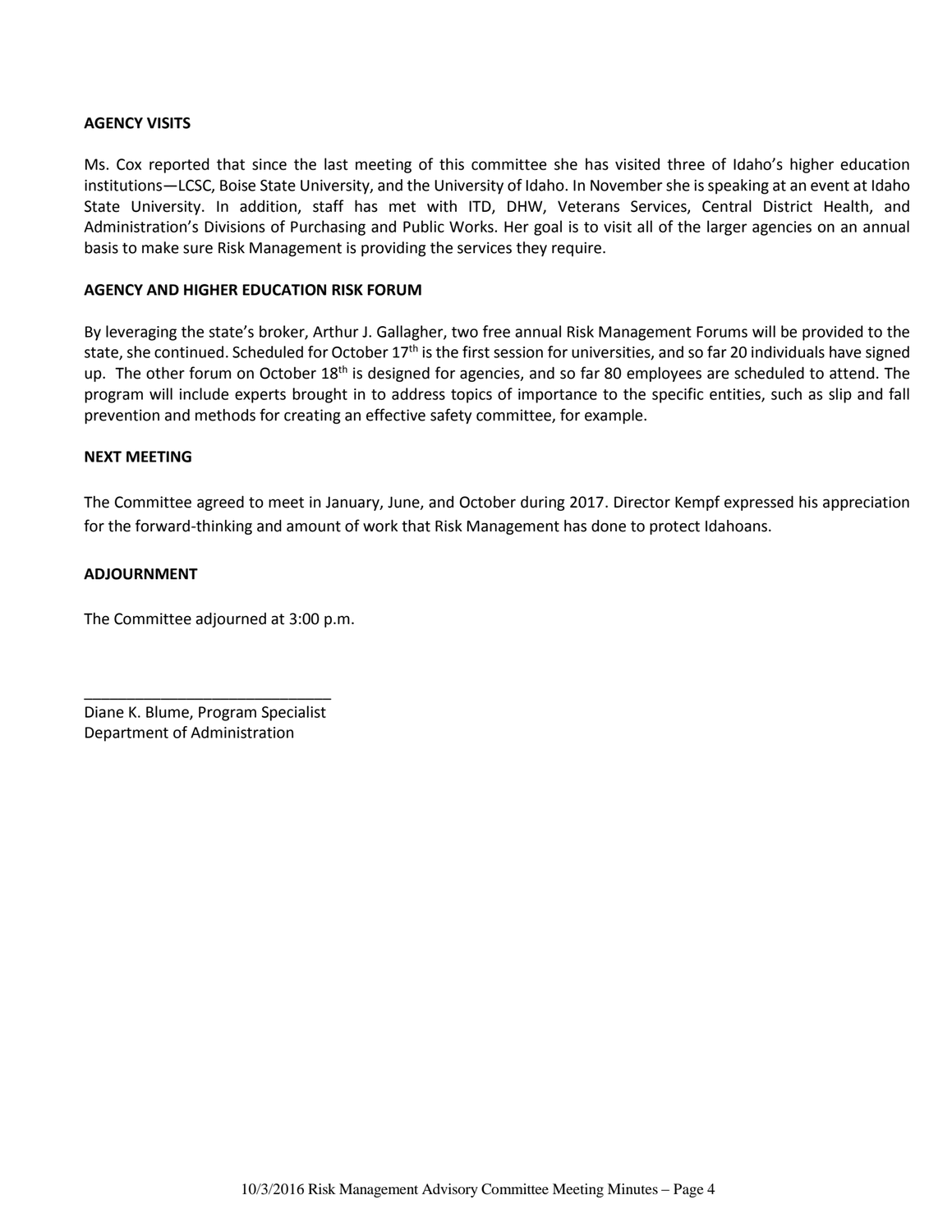**AGENCY VISITS**

Ms. Cox reported that since the last meeting of this committee she has visited three of Idaho's higher education institutions—LCSC, Boise State University, and the University of Idaho. In November she is speaking at an event at Idaho State University. In addition, staff has met with ITD, DHW, Veterans Services, Central District Health, and Administration's Divisions of Purchasing and Public Works. Her goal is to visit all of the larger agencies on an annual basis to make sure Risk Management is providing the services they require.

**AGENCY AND HIGHER EDUCATION RISK FORUM**

By leveraging the state's broker, Arthur J. Gallagher, two free annual Risk Management Forums will be provided to the state, she continued. Scheduled for October 17th is the first session for universities, and so far 20 individuals have signed up. The other forum on October 18th is designed for agencies, and so far 80 employees are scheduled to attend. The program will include experts brought in to address topics of importance to the specific entities, such as slip and fall prevention and methods for creating an effective safety committee, for example.

**NEXT MEETING**

The Committee agreed to meet in January, June, and October during 2017. Director Kempf expressed his appreciation for the forward-thinking and amount of work that Risk Management has done to protect Idahoans.

**ADJOURNMENT**

The Committee adjourned at 3:00 p.m.

\_\_\_\_\_\_\_\_\_\_\_\_\_\_\_\_\_\_\_\_\_\_\_\_\_\_\_\_\_\_

Diane K. Blume, Program Specialist
Department of Administration